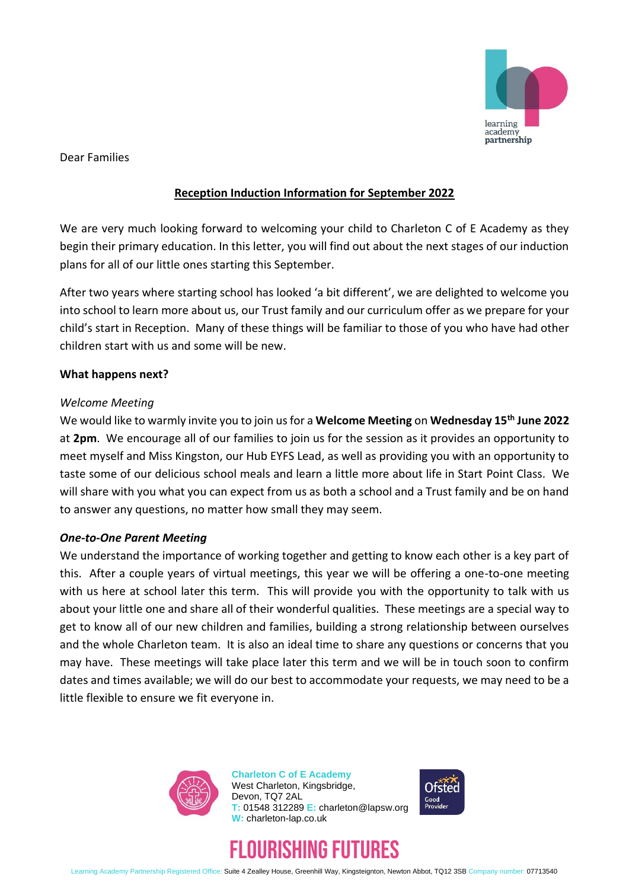Dear Families

## Reception Induction Information for September 2022

We are very much looking forward to welcoming your child to Charleton C of E Academy as they begin their primary education. In this letter, you will find out about the next stages of our induction plans for all of our little ones starting this September.

After two years where starting school has looked 'a bit different', we are delighted to welcome you into school to learn more about us, our Trust family and our curriculum offer as we prepare for your child's start in Reception. Many of these things will be familiar to those of you who have had other children start with us and some will be new.

**What happens next?**

*Welcome Meeting*

We would like to warmly invite you to join us for a **Welcome Meeting** on **Wednesday 15th June 2022** at **2pm**. We encourage all of our families to join us for the session as it provides an opportunity to meet myself and Miss Kingston, our Hub EYFS Lead, as well as providing you with an opportunity to taste some of our delicious school meals and learn a little more about life in Start Point Class. We will share with you what you can expect from us as both a school and a Trust family and be on hand to answer any questions, no matter how small they may seem.

***One-to-One Parent Meeting***

We understand the importance of working together and getting to know each other is a key part of this. After a couple years of virtual meetings, this year we will be offering a one-to-one meeting with us here at school later this term. This will provide you with the opportunity to talk with us about your little one and share all of their wonderful qualities. These meetings are a special way to get to know all of our new children and families, building a strong relationship between ourselves and the whole Charleton team. It is also an ideal time to share any questions or concerns that you may have. These meetings will take place later this term and we will be in touch soon to confirm dates and times available; we will do our best to accommodate your requests, we may need to be a little flexible to ensure we fit everyone in.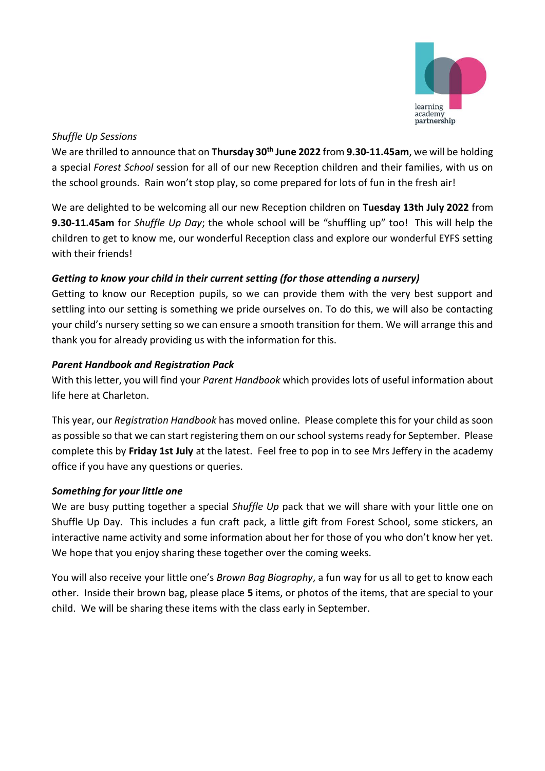*Shuffle Up Sessions*

We are thrilled to announce that on **Thursday 30th June 2022** from **9.30-11.45am**, we will be holding a special *Forest School* session for all of our new Reception children and their families, with us on the school grounds. Rain won't stop play, so come prepared for lots of fun in the fresh air!

We are delighted to be welcoming all our new Reception children on **Tuesday 13th July 2022** from **9.30-11.45am** for *Shuffle Up Day*; the whole school will be "shuffling up" too! This will help the children to get to know me, our wonderful Reception class and explore our wonderful EYFS setting with their friends!

***Getting to know your child in their current setting (for those attending a nursery)***

Getting to know our Reception pupils, so we can provide them with the very best support and settling into our setting is something we pride ourselves on. To do this, we will also be contacting your child's nursery setting so we can ensure a smooth transition for them. We will arrange this and thank you for already providing us with the information for this.

***Parent Handbook and Registration Pack***

With this letter, you will find your *Parent Handbook* which provides lots of useful information about life here at Charleton.

This year, our *Registration Handbook* has moved online. Please complete this for your child as soon as possible so that we can start registering them on our school systems ready for September. Please complete this by **Friday 1st July** at the latest. Feel free to pop in to see Mrs Jeffery in the academy office if you have any questions or queries.

***Something for your little one***

We are busy putting together a special *Shuffle Up* pack that we will share with your little one on Shuffle Up Day. This includes a fun craft pack, a little gift from Forest School, some stickers, an interactive name activity and some information about her for those of you who don't know her yet. We hope that you enjoy sharing these together over the coming weeks.

You will also receive your little one's *Brown Bag Biography*, a fun way for us all to get to know each other. Inside their brown bag, please place **5** items, or photos of the items, that are special to your child. We will be sharing these items with the class early in September.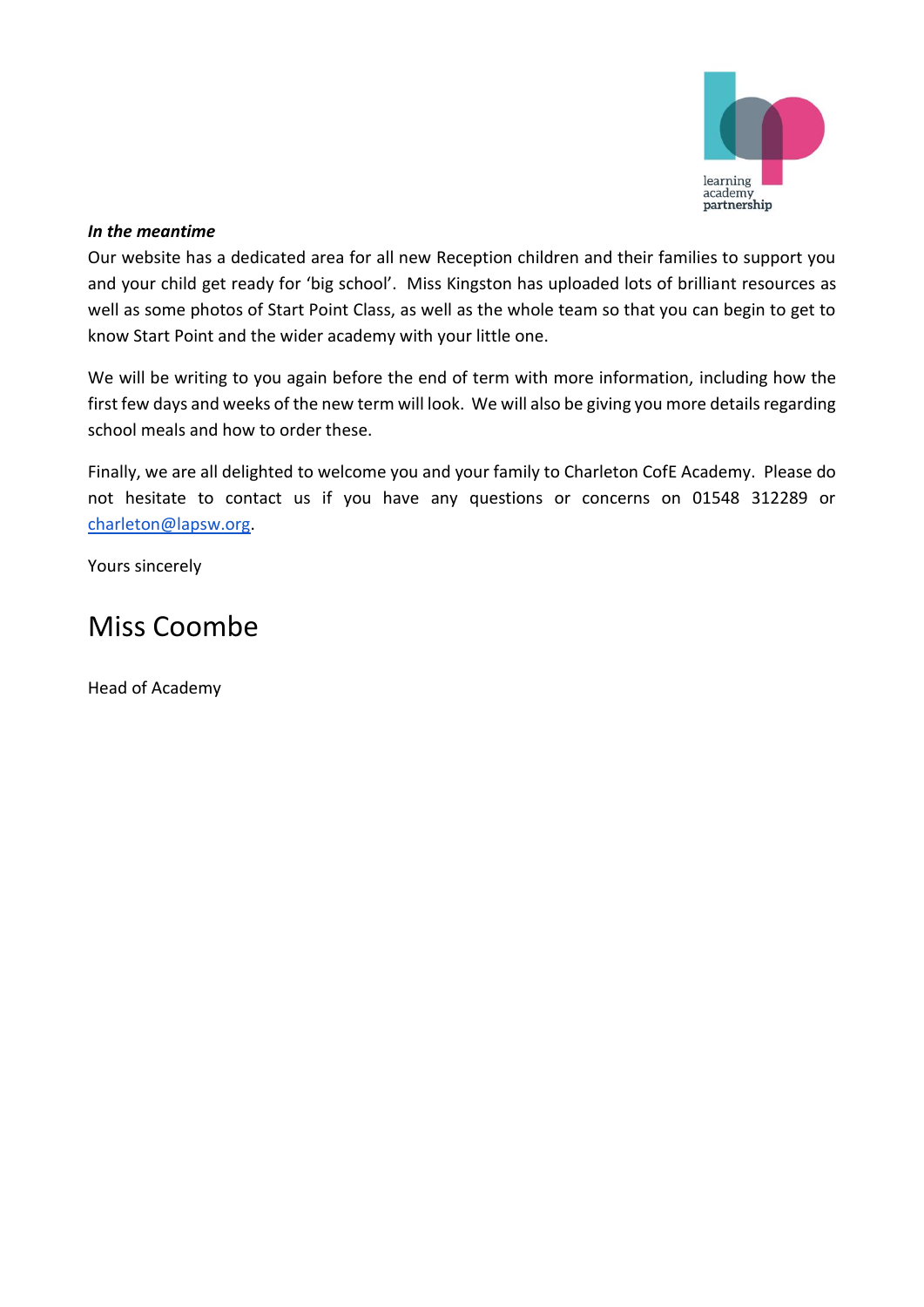***In the meantime***

Our website has a dedicated area for all new Reception children and their families to support you and your child get ready for 'big school'. Miss Kingston has uploaded lots of brilliant resources as well as some photos of Start Point Class, as well as the whole team so that you can begin to get to know Start Point and the wider academy with your little one.

We will be writing to you again before the end of term with more information, including how the first few days and weeks of the new term will look. We will also be giving you more details regarding school meals and how to order these.

Finally, we are all delighted to welcome you and your family to Charleton CofE Academy. Please do not hesitate to contact us if you have any questions or concerns on 01548 312289 or charleton@lapsw.org.

Yours sincerely

Miss Coombe

Head of Academy